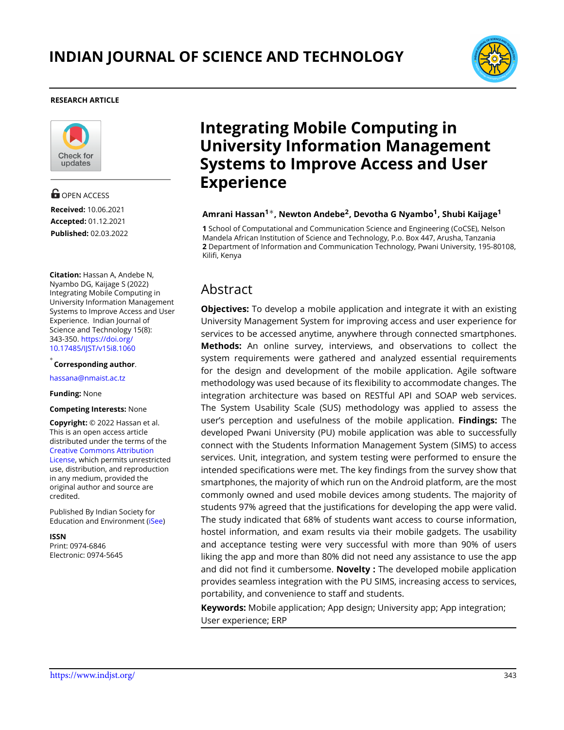INDIAN JOURNAL OF SCIENCE AND TECHNOLOGY

**RESEARCH ARTICLE**

# Integrating Mobile Computing in University Information Management Systems to Improve Access and User Experience

**Amrani Hassan[1]*, Newton Andebe[2], Devotha G Nyambo[1], Shubi Kaijage[1]**

**1** School of Computational and Communication Science and Engineering (CoCSE), Nelson Mandela African Institution of Science and Technology, P.O. Box 447, Arusha, Tanzania
**2** Department of Information and Communication Technology, Pwani University, 195-80108, Kilifi, Kenya

OPEN ACCESS

**Received:** 10.06.2021
**Accepted:** 01.12.2021
**Published:** 02.03.2022

**Citation:** Hassan A, Andebe N, Nyambo DG, Kaijage S (2022) Integrating Mobile Computing in University Information Management Systems to Improve Access and User Experience. Indian Journal of Science and Technology 15(8): 343-350. https://doi.org/10.17485/IJST/v15i8.1060

* **Corresponding author**.

hassana@nmaist.ac.tz

**Funding:** None

**Competing Interests:** None

**Copyright:** © 2022 Hassan et al. This is an open access article distributed under the terms of the Creative Commons Attribution License, which permits unrestricted use, distribution, and reproduction in any medium, provided the original author and source are credited.

Published By Indian Society for Education and Environment (iSee)

**ISSN**
Print: 0974-6846
Electronic: 0974-5645

## Abstract

**Objectives:** To develop a mobile application and integrate it with an existing University Management System for improving access and user experience for services to be accessed anytime, anywhere through connected smartphones. **Methods:** An online survey, interviews, and observations to collect the system requirements were gathered and analyzed essential requirements for the design and development of the mobile application. Agile software methodology was used because of its flexibility to accommodate changes. The integration architecture was based on RESTful API and SOAP web services. The System Usability Scale (SUS) methodology was applied to assess the user's perception and usefulness of the mobile application. **Findings:** The developed Pwani University (PU) mobile application was able to successfully connect with the Students Information Management System (SIMS) to access services. Unit, integration, and system testing were performed to ensure the intended specifications were met. The key findings from the survey show that smartphones, the majority of which run on the Android platform, are the most commonly owned and used mobile devices among students. The majority of students 97% agreed that the justifications for developing the app were valid. The study indicated that 68% of students want access to course information, hostel information, and exam results via their mobile gadgets. The usability and acceptance testing were very successful with more than 90% of users liking the app and more than 80% did not need any assistance to use the app and did not find it cumbersome. **Novelty :** The developed mobile application provides seamless integration with the PU SIMS, increasing access to services, portability, and convenience to staff and students.

**Keywords:** Mobile application; App design; University app; App integration; User experience; ERP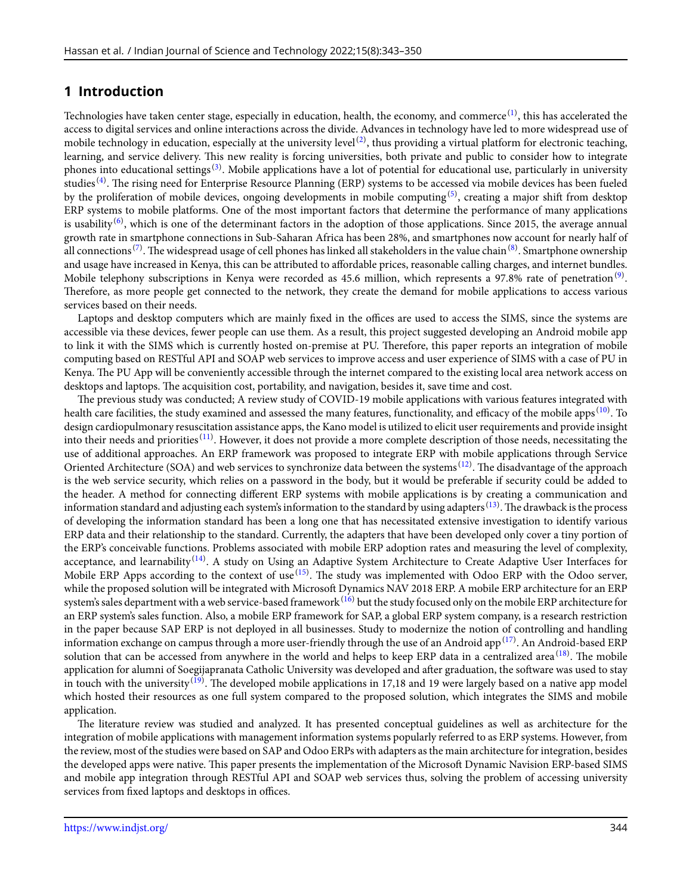## 1 Introduction

Technologies have taken center stage, especially in education, health, the economy, and commerce[1], this has accelerated the access to digital services and online interactions across the divide. Advances in technology have led to more widespread use of mobile technology in education, especially at the university level[2], thus providing a virtual platform for electronic teaching, learning, and service delivery. This new reality is forcing universities, both private and public to consider how to integrate phones into educational settings[3]. Mobile applications have a lot of potential for educational use, particularly in university studies[4]. The rising need for Enterprise Resource Planning (ERP) systems to be accessed via mobile devices has been fueled by the proliferation of mobile devices, ongoing developments in mobile computing[5], creating a major shift from desktop ERP systems to mobile platforms. One of the most important factors that determine the performance of many applications is usability[6], which is one of the determinant factors in the adoption of those applications. Since 2015, the average annual growth rate in smartphone connections in Sub-Saharan Africa has been 28%, and smartphones now account for nearly half of all connections[7]. The widespread usage of cell phones has linked all stakeholders in the value chain[8]. Smartphone ownership and usage have increased in Kenya, this can be attributed to affordable prices, reasonable calling charges, and internet bundles. Mobile telephony subscriptions in Kenya were recorded as 45.6 million, which represents a 97.8% rate of penetration[9]. Therefore, as more people get connected to the network, they create the demand for mobile applications to access various services based on their needs.

Laptops and desktop computers which are mainly fixed in the offices are used to access the SIMS, since the systems are accessible via these devices, fewer people can use them. As a result, this project suggested developing an Android mobile app to link it with the SIMS which is currently hosted on-premise at PU. Therefore, this paper reports an integration of mobile computing based on RESTful API and SOAP web services to improve access and user experience of SIMS with a case of PU in Kenya. The PU App will be conveniently accessible through the internet compared to the existing local area network access on desktops and laptops. The acquisition cost, portability, and navigation, besides it, save time and cost.

The previous study was conducted; A review study of COVID-19 mobile applications with various features integrated with health care facilities, the study examined and assessed the many features, functionality, and efficacy of the mobile apps[10]. To design cardiopulmonary resuscitation assistance apps, the Kano model is utilized to elicit user requirements and provide insight into their needs and priorities[11]. However, it does not provide a more complete description of those needs, necessitating the use of additional approaches. An ERP framework was proposed to integrate ERP with mobile applications through Service Oriented Architecture (SOA) and web services to synchronize data between the systems[12]. The disadvantage of the approach is the web service security, which relies on a password in the body, but it would be preferable if security could be added to the header. A method for connecting different ERP systems with mobile applications is by creating a communication and information standard and adjusting each system's information to the standard by using adapters[13]. The drawback is the process of developing the information standard has been a long one that has necessitated extensive investigation to identify various ERP data and their relationship to the standard. Currently, the adapters that have been developed only cover a tiny portion of the ERP's conceivable functions. Problems associated with mobile ERP adoption rates and measuring the level of complexity, acceptance, and learnability[14]. A study on Using an Adaptive System Architecture to Create Adaptive User Interfaces for Mobile ERP Apps according to the context of use[15]. The study was implemented with Odoo ERP with the Odoo server, while the proposed solution will be integrated with Microsoft Dynamics NAV 2018 ERP. A mobile ERP architecture for an ERP system's sales department with a web service-based framework[16] but the study focused only on the mobile ERP architecture for an ERP system's sales function. Also, a mobile ERP framework for SAP, a global ERP system company, is a research restriction in the paper because SAP ERP is not deployed in all businesses. Study to modernize the notion of controlling and handling information exchange on campus through a more user-friendly through the use of an Android app[17]. An Android-based ERP solution that can be accessed from anywhere in the world and helps to keep ERP data in a centralized area[18]. The mobile application for alumni of Soegijapranata Catholic University was developed and after graduation, the software was used to stay in touch with the university[19]. The developed mobile applications in 17,18 and 19 were largely based on a native app model which hosted their resources as one full system compared to the proposed solution, which integrates the SIMS and mobile application.

The literature review was studied and analyzed. It has presented conceptual guidelines as well as architecture for the integration of mobile applications with management information systems popularly referred to as ERP systems. However, from the review, most of the studies were based on SAP and Odoo ERPs with adapters as the main architecture for integration, besides the developed apps were native. This paper presents the implementation of the Microsoft Dynamic Navision ERP-based SIMS and mobile app integration through RESTful API and SOAP web services thus, solving the problem of accessing university services from fixed laptops and desktops in offices.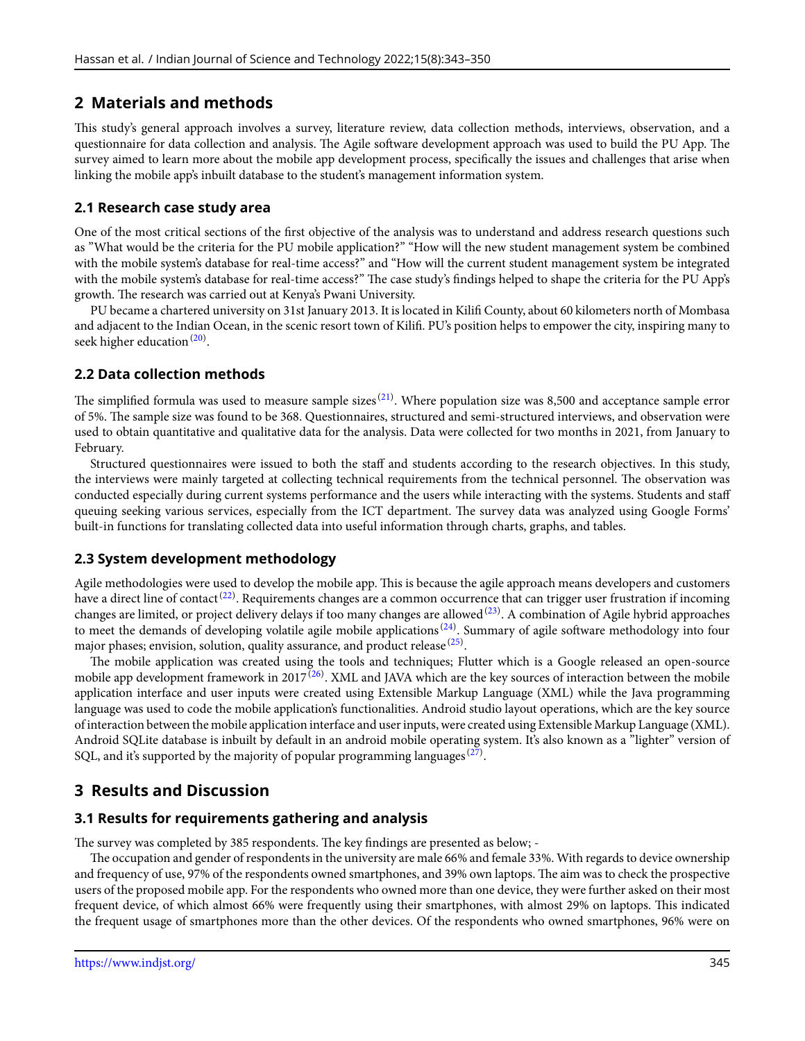## 2 Materials and methods

This study's general approach involves a survey, literature review, data collection methods, interviews, observation, and a questionnaire for data collection and analysis. The Agile software development approach was used to build the PU App. The survey aimed to learn more about the mobile app development process, specifically the issues and challenges that arise when linking the mobile app's inbuilt database to the student's management information system.

### 2.1 Research case study area

One of the most critical sections of the first objective of the analysis was to understand and address research questions such as "What would be the criteria for the PU mobile application?" "How will the new student management system be combined with the mobile system's database for real-time access?" and "How will the current student management system be integrated with the mobile system's database for real-time access?" The case study's findings helped to shape the criteria for the PU App's growth. The research was carried out at Kenya's Pwani University.

PU became a chartered university on 31st January 2013. It is located in Kilifi County, about 60 kilometers north of Mombasa and adjacent to the Indian Ocean, in the scenic resort town of Kilifi. PU's position helps to empower the city, inspiring many to seek higher education[20].

### 2.2 Data collection methods

The simplified formula was used to measure sample sizes[21]. Where population size was 8,500 and acceptance sample error of 5%. The sample size was found to be 368. Questionnaires, structured and semi-structured interviews, and observation were used to obtain quantitative and qualitative data for the analysis. Data were collected for two months in 2021, from January to February.

Structured questionnaires were issued to both the staff and students according to the research objectives. In this study, the interviews were mainly targeted at collecting technical requirements from the technical personnel. The observation was conducted especially during current systems performance and the users while interacting with the systems. Students and staff queuing seeking various services, especially from the ICT department. The survey data was analyzed using Google Forms' built-in functions for translating collected data into useful information through charts, graphs, and tables.

### 2.3 System development methodology

Agile methodologies were used to develop the mobile app. This is because the agile approach means developers and customers have a direct line of contact[22]. Requirements changes are a common occurrence that can trigger user frustration if incoming changes are limited, or project delivery delays if too many changes are allowed[23]. A combination of Agile hybrid approaches to meet the demands of developing volatile agile mobile applications[24]. Summary of agile software methodology into four major phases; envision, solution, quality assurance, and product release[25].

The mobile application was created using the tools and techniques; Flutter which is a Google released an open-source mobile app development framework in 2017[26]. XML and JAVA which are the key sources of interaction between the mobile application interface and user inputs were created using Extensible Markup Language (XML) while the Java programming language was used to code the mobile application's functionalities. Android studio layout operations, which are the key source of interaction between the mobile application interface and user inputs, were created using Extensible Markup Language (XML). Android SQLite database is inbuilt by default in an android mobile operating system. It's also known as a "lighter" version of SQL, and it's supported by the majority of popular programming languages[27].

## 3 Results and Discussion

### 3.1 Results for requirements gathering and analysis

The survey was completed by 385 respondents. The key findings are presented as below; -

The occupation and gender of respondents in the university are male 66% and female 33%. With regards to device ownership and frequency of use, 97% of the respondents owned smartphones, and 39% own laptops. The aim was to check the prospective users of the proposed mobile app. For the respondents who owned more than one device, they were further asked on their most frequent device, of which almost 66% were frequently using their smartphones, with almost 29% on laptops. This indicated the frequent usage of smartphones more than the other devices. Of the respondents who owned smartphones, 96% were on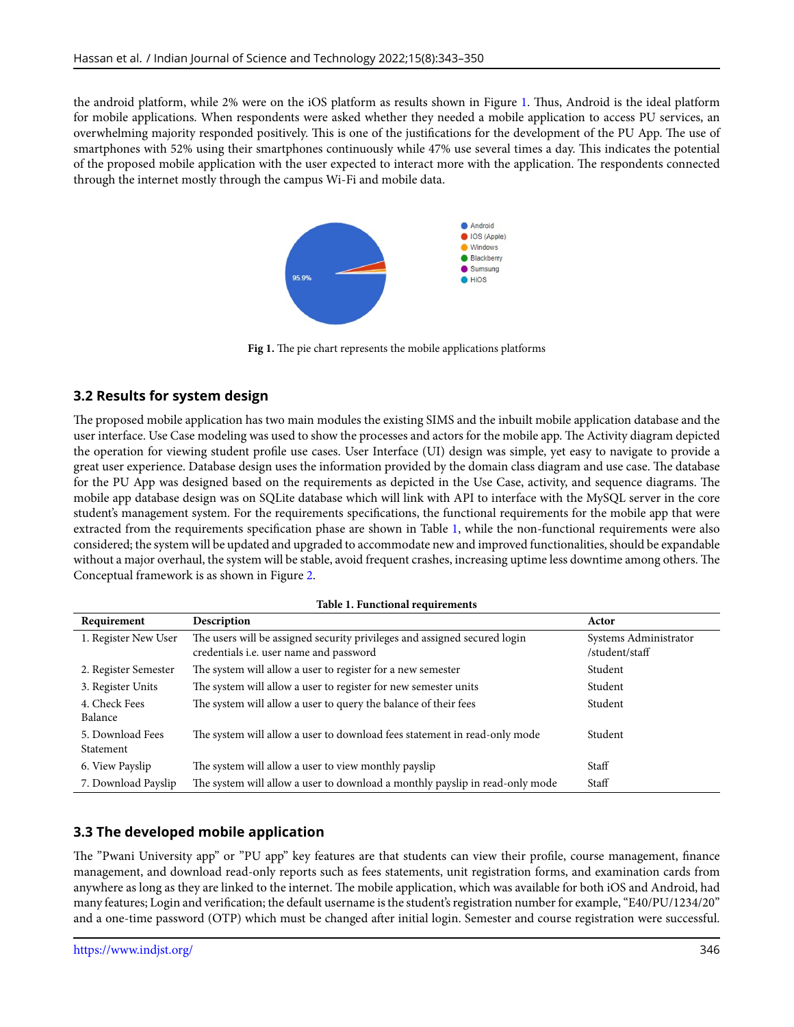the android platform, while 2% were on the iOS platform as results shown in Figure 1. Thus, Android is the ideal platform for mobile applications. When respondents were asked whether they needed a mobile application to access PU services, an overwhelming majority responded positively. This is one of the justifications for the development of the PU App. The use of smartphones with 52% using their smartphones continuously while 47% use several times a day. This indicates the potential of the proposed mobile application with the user expected to interact more with the application. The respondents connected through the internet mostly through the campus Wi-Fi and mobile data.

**Fig 1.** The pie chart represents the mobile applications platforms

## 3.2 Results for system design

The proposed mobile application has two main modules the existing SIMS and the inbuilt mobile application database and the user interface. Use Case modeling was used to show the processes and actors for the mobile app. The Activity diagram depicted the operation for viewing student profile use cases. User Interface (UI) design was simple, yet easy to navigate to provide a great user experience. Database design uses the information provided by the domain class diagram and use case. The database for the PU App was designed based on the requirements as depicted in the Use Case, activity, and sequence diagrams. The mobile app database design was on SQLite database which will link with API to interface with the MySQL server in the core student's management system. For the requirements specifications, the functional requirements for the mobile app that were extracted from the requirements specification phase are shown in Table 1, while the non-functional requirements were also considered; the system will be updated and upgraded to accommodate new and improved functionalities, should be expandable without a major overhaul, the system will be stable, avoid frequent crashes, increasing uptime less downtime among others. The Conceptual framework is as shown in Figure 2.

**Table 1. Functional requirements**

| Requirement | Description | Actor |
|---|---|---|
| 1. Register New User | The users will be assigned security privileges and assigned secured login credentials i.e. user name and password | Systems Administrator /student/staff |
| 2. Register Semester | The system will allow a user to register for a new semester | Student |
| 3. Register Units | The system will allow a user to register for new semester units | Student |
| 4. Check Fees Balance | The system will allow a user to query the balance of their fees | Student |
| 5. Download Fees Statement | The system will allow a user to download fees statement in read-only mode | Student |
| 6. View Payslip | The system will allow a user to view monthly payslip | Staff |
| 7. Download Payslip | The system will allow a user to download a monthly payslip in read-only mode | Staff |

## 3.3 The developed mobile application

The "Pwani University app" or "PU app" key features are that students can view their profile, course management, finance management, and download read-only reports such as fees statements, unit registration forms, and examination cards from anywhere as long as they are linked to the internet. The mobile application, which was available for both iOS and Android, had many features; Login and verification; the default username is the student's registration number for example, "E40/PU/1234/20" and a one-time password (OTP) which must be changed after initial login. Semester and course registration were successful.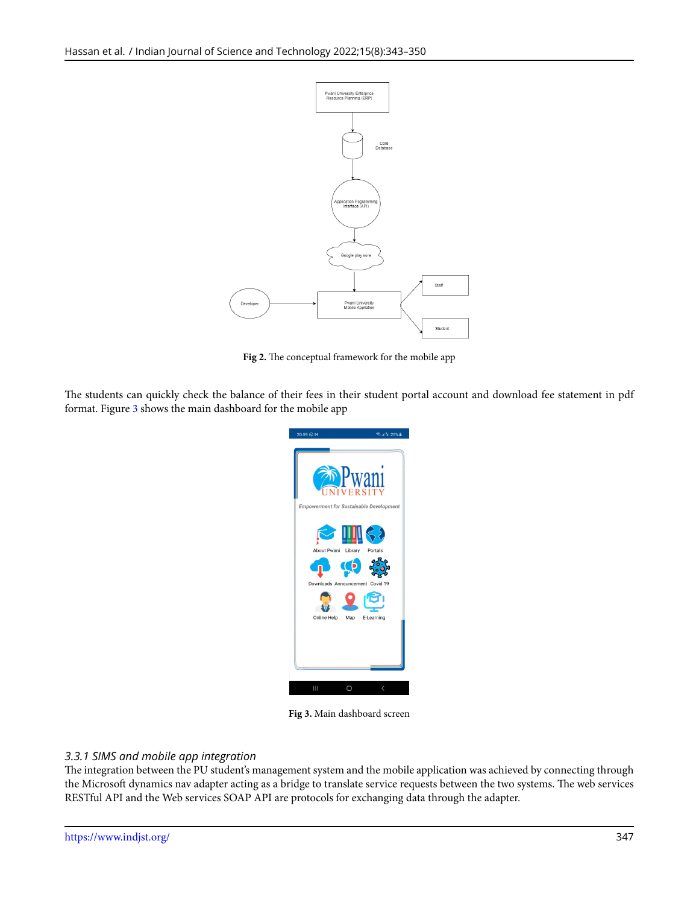Fig 2. The conceptual framework for the mobile app

The students can quickly check the balance of their fees in their student portal account and download fee statement in pdf format. Figure 3 shows the main dashboard for the mobile app

Fig 3. Main dashboard screen

### 3.3.1 SIMS and mobile app integration

The integration between the PU student's management system and the mobile application was achieved by connecting through the Microsoft dynamics nav adapter acting as a bridge to translate service requests between the two systems. The web services RESTful API and the Web services SOAP API are protocols for exchanging data through the adapter.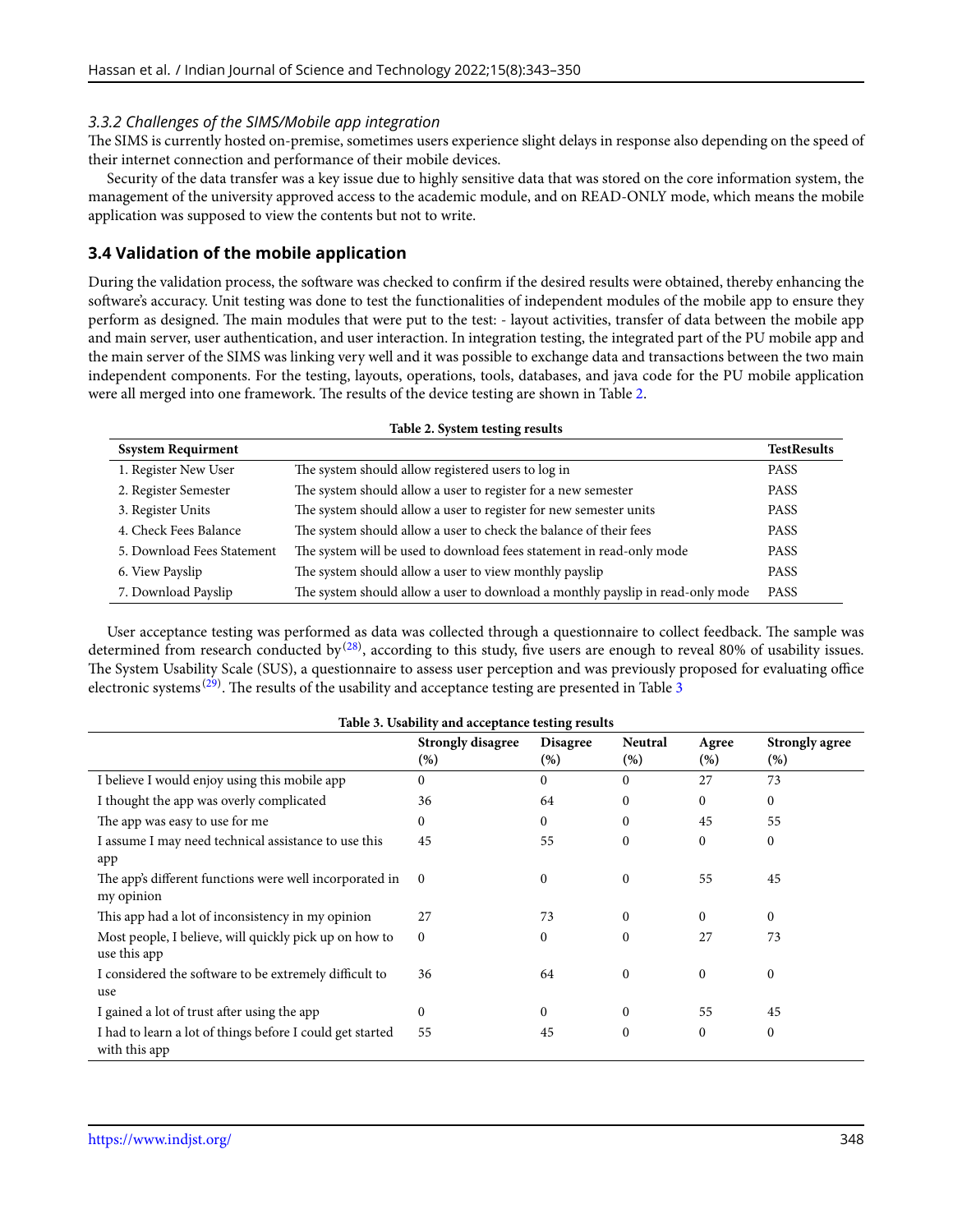### *3.3.2 Challenges of the SIMS/Mobile app integration*

The SIMS is currently hosted on-premise, sometimes users experience slight delays in response also depending on the speed of their internet connection and performance of their mobile devices.

Security of the data transfer was a key issue due to highly sensitive data that was stored on the core information system, the management of the university approved access to the academic module, and on READ-ONLY mode, which means the mobile application was supposed to view the contents but not to write.

## 3.4 Validation of the mobile application

During the validation process, the software was checked to confirm if the desired results were obtained, thereby enhancing the software's accuracy. Unit testing was done to test the functionalities of independent modules of the mobile app to ensure they perform as designed. The main modules that were put to the test: - layout activities, transfer of data between the mobile app and main server, user authentication, and user interaction. In integration testing, the integrated part of the PU mobile app and the main server of the SIMS was linking very well and it was possible to exchange data and transactions between the two main independent components. For the testing, layouts, operations, tools, databases, and java code for the PU mobile application were all merged into one framework. The results of the device testing are shown in Table 2.

**Table 2. System testing results**

| Ssystem Requirment | | TestResults |
|---|---|---|
| 1. Register New User | The system should allow registered users to log in | PASS |
| 2. Register Semester | The system should allow a user to register for a new semester | PASS |
| 3. Register Units | The system should allow a user to register for new semester units | PASS |
| 4. Check Fees Balance | The system should allow a user to check the balance of their fees | PASS |
| 5. Download Fees Statement | The system will be used to download fees statement in read-only mode | PASS |
| 6. View Payslip | The system should allow a user to view monthly payslip | PASS |
| 7. Download Payslip | The system should allow a user to download a monthly payslip in read-only mode | PASS |

User acceptance testing was performed as data was collected through a questionnaire to collect feedback. The sample was determined from research conducted by[28], according to this study, five users are enough to reveal 80% of usability issues. The System Usability Scale (SUS), a questionnaire to assess user perception and was previously proposed for evaluating office electronic systems[29]. The results of the usability and acceptance testing are presented in Table 3

**Table 3. Usability and acceptance testing results**

| | Strongly disagree (%) | Disagree (%) | Neutral (%) | Agree (%) | Strongly agree (%) |
|---|---|---|---|---|---|
| I believe I would enjoy using this mobile app | 0 | 0 | 0 | 27 | 73 |
| I thought the app was overly complicated | 36 | 64 | 0 | 0 | 0 |
| The app was easy to use for me | 0 | 0 | 0 | 45 | 55 |
| I assume I may need technical assistance to use this app | 45 | 55 | 0 | 0 | 0 |
| The app's different functions were well incorporated in my opinion | 0 | 0 | 0 | 55 | 45 |
| This app had a lot of inconsistency in my opinion | 27 | 73 | 0 | 0 | 0 |
| Most people, I believe, will quickly pick up on how to use this app | 0 | 0 | 0 | 27 | 73 |
| I considered the software to be extremely difficult to use | 36 | 64 | 0 | 0 | 0 |
| I gained a lot of trust after using the app | 0 | 0 | 0 | 55 | 45 |
| I had to learn a lot of things before I could get started with this app | 55 | 45 | 0 | 0 | 0 |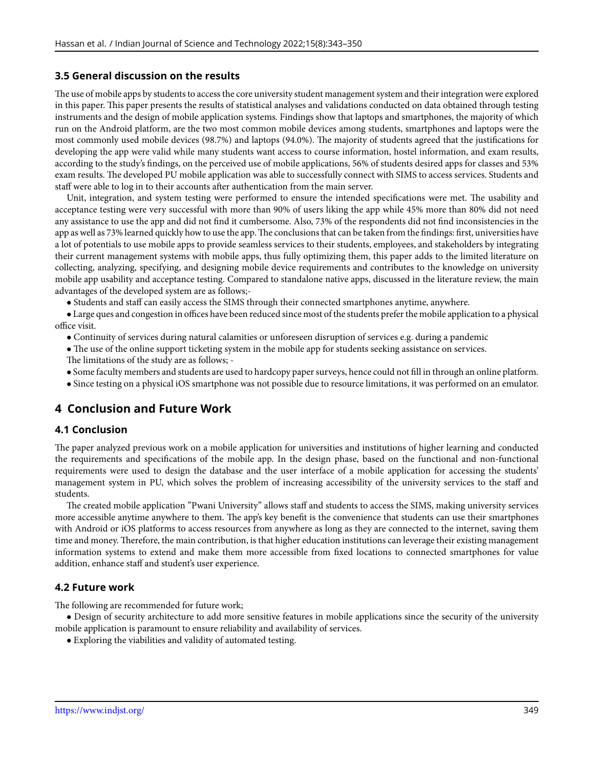### 3.5 General discussion on the results

The use of mobile apps by students to access the core university student management system and their integration were explored in this paper. This paper presents the results of statistical analyses and validations conducted on data obtained through testing instruments and the design of mobile application systems. Findings show that laptops and smartphones, the majority of which run on the Android platform, are the two most common mobile devices among students, smartphones and laptops were the most commonly used mobile devices (98.7%) and laptops (94.0%). The majority of students agreed that the justifications for developing the app were valid while many students want access to course information, hostel information, and exam results, according to the study's findings, on the perceived use of mobile applications, 56% of students desired apps for classes and 53% exam results. The developed PU mobile application was able to successfully connect with SIMS to access services. Students and staff were able to log in to their accounts after authentication from the main server.

Unit, integration, and system testing were performed to ensure the intended specifications were met. The usability and acceptance testing were very successful with more than 90% of users liking the app while 45% more than 80% did not need any assistance to use the app and did not find it cumbersome. Also, 73% of the respondents did not find inconsistencies in the app as well as 73% learned quickly how to use the app. The conclusions that can be taken from the findings: first, universities have a lot of potentials to use mobile apps to provide seamless services to their students, employees, and stakeholders by integrating their current management systems with mobile apps, thus fully optimizing them, this paper adds to the limited literature on collecting, analyzing, specifying, and designing mobile device requirements and contributes to the knowledge on university mobile app usability and acceptance testing. Compared to standalone native apps, discussed in the literature review, the main advantages of the developed system are as follows;-

- Students and staff can easily access the SIMS through their connected smartphones anytime, anywhere.
- Large ques and congestion in offices have been reduced since most of the students prefer the mobile application to a physical office visit.
- Continuity of services during natural calamities or unforeseen disruption of services e.g. during a pandemic
- The use of the online support ticketing system in the mobile app for students seeking assistance on services.

The limitations of the study are as follows; -

- Some faculty members and students are used to hardcopy paper surveys, hence could not fill in through an online platform.
- Since testing on a physical iOS smartphone was not possible due to resource limitations, it was performed on an emulator.

## 4 Conclusion and Future Work

### 4.1 Conclusion

The paper analyzed previous work on a mobile application for universities and institutions of higher learning and conducted the requirements and specifications of the mobile app. In the design phase, based on the functional and non-functional requirements were used to design the database and the user interface of a mobile application for accessing the students' management system in PU, which solves the problem of increasing accessibility of the university services to the staff and students.

The created mobile application "Pwani University" allows staff and students to access the SIMS, making university services more accessible anytime anywhere to them. The app's key benefit is the convenience that students can use their smartphones with Android or iOS platforms to access resources from anywhere as long as they are connected to the internet, saving them time and money. Therefore, the main contribution, is that higher education institutions can leverage their existing management information systems to extend and make them more accessible from fixed locations to connected smartphones for value addition, enhance staff and student's user experience.

### 4.2 Future work

The following are recommended for future work;

- Design of security architecture to add more sensitive features in mobile applications since the security of the university mobile application is paramount to ensure reliability and availability of services.
- Exploring the viabilities and validity of automated testing.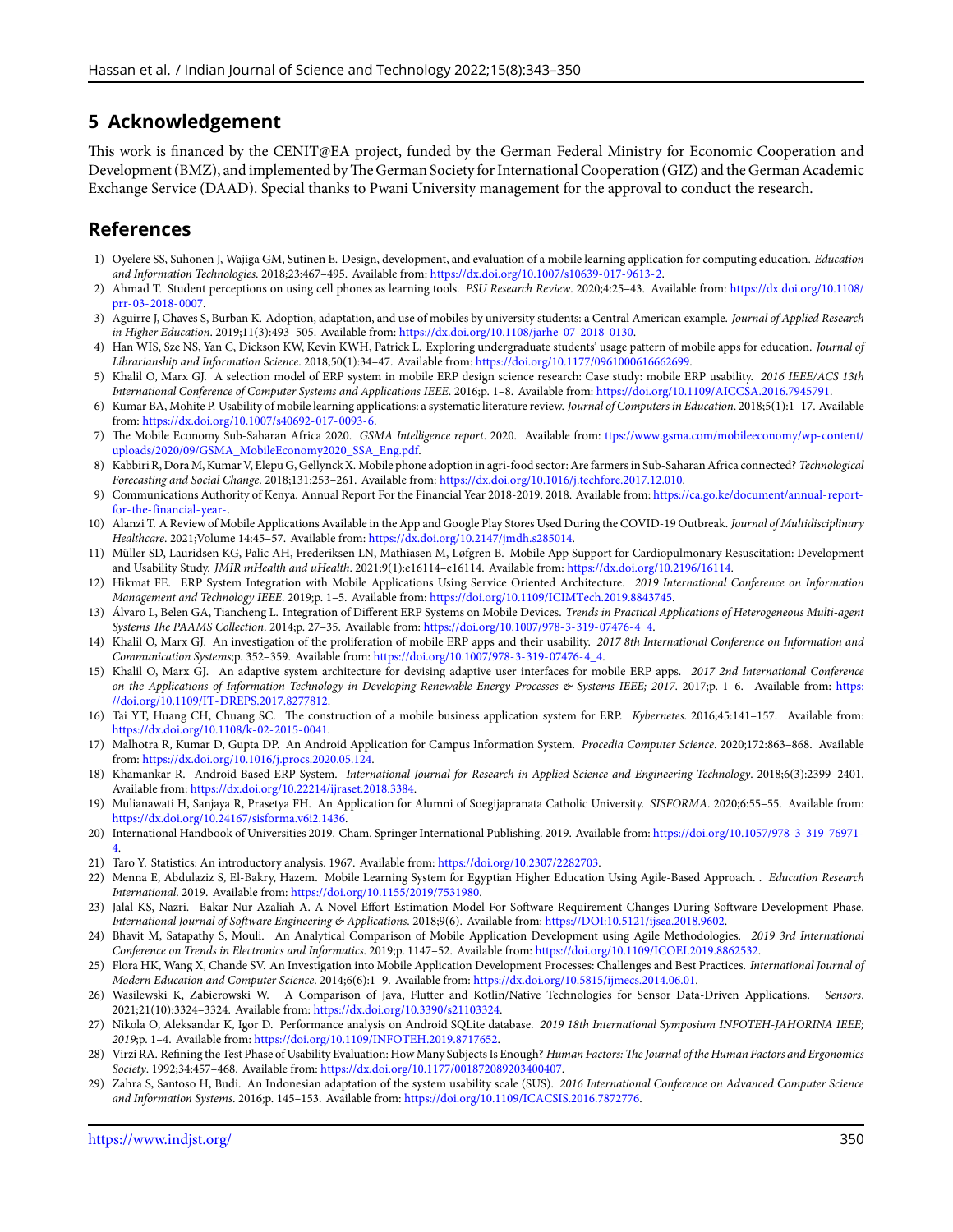## 5 Acknowledgement

This work is financed by the CENIT@EA project, funded by the German Federal Ministry for Economic Cooperation and Development (BMZ), and implemented by The German Society for International Cooperation (GIZ) and the German Academic Exchange Service (DAAD). Special thanks to Pwani University management for the approval to conduct the research.

## References

1) Oyelere SS, Suhonen J, Wajiga GM, Sutinen E. Design, development, and evaluation of a mobile learning application for computing education. *Education and Information Technologies*. 2018;23:467–495. Available from: https://dx.doi.org/10.1007/s10639-017-9613-2.
2) Ahmad T. Student perceptions on using cell phones as learning tools. *PSU Research Review*. 2020;4:25–43. Available from: https://dx.doi.org/10.1108/prr-03-2018-0007.
3) Aguirre J, Chaves S, Burban K. Adoption, adaptation, and use of mobiles by university students: a Central American example. *Journal of Applied Research in Higher Education*. 2019;11(3):493–505. Available from: https://dx.doi.org/10.1108/jarhe-07-2018-0130.
4) Han WIS, Sze NS, Yan C, Dickson KW, Kevin KWH, Patrick L. Exploring undergraduate students' usage pattern of mobile apps for education. *Journal of Librarianship and Information Science*. 2018;50(1):34–47. Available from: https://doi.org/10.1177/0961000616662699.
5) Khalil O, Marx GJ. A selection model of ERP system in mobile ERP design science research: Case study: mobile ERP usability. *2016 IEEE/ACS 13th International Conference of Computer Systems and Applications IEEE*. 2016;p. 1–8. Available from: https://doi.org/10.1109/AICCSA.2016.7945791.
6) Kumar BA, Mohite P. Usability of mobile learning applications: a systematic literature review. *Journal of Computers in Education*. 2018;5(1):1–17. Available from: https://dx.doi.org/10.1007/s40692-017-0093-6.
7) The Mobile Economy Sub-Saharan Africa 2020. *GSMA Intelligence report*. 2020. Available from: ttps://www.gsma.com/mobileeconomy/wp-content/uploads/2020/09/GSMA_MobileEconomy2020_SSA_Eng.pdf.
8) Kabbiri R, Dora M, Kumar V, Elepu G, Gellynck X. Mobile phone adoption in agri-food sector: Are farmers in Sub-Saharan Africa connected? *Technological Forecasting and Social Change*. 2018;131:253–261. Available from: https://dx.doi.org/10.1016/j.techfore.2017.12.010.
9) Communications Authority of Kenya. Annual Report For the Financial Year 2018-2019. 2018. Available from: https://ca.go.ke/document/annual-report-for-the-financial-year-.
10) Alanzi T. A Review of Mobile Applications Available in the App and Google Play Stores Used During the COVID-19 Outbreak. *Journal of Multidisciplinary Healthcare*. 2021;Volume 14:45–57. Available from: https://dx.doi.org/10.2147/jmdh.s285014.
11) Müller SD, Lauridsen KG, Palic AH, Frederiksen LN, Mathiasen M, Løfgren B. Mobile App Support for Cardiopulmonary Resuscitation: Development and Usability Study. *JMIR mHealth and uHealth*. 2021;9(1):e16114–e16114. Available from: https://dx.doi.org/10.2196/16114.
12) Hikmat FE. ERP System Integration with Mobile Applications Using Service Oriented Architecture. *2019 International Conference on Information Management and Technology IEEE*. 2019;p. 1–5. Available from: https://doi.org/10.1109/ICIMTech.2019.8843745.
13) Álvaro L, Belen GA, Tiancheng L. Integration of Different ERP Systems on Mobile Devices. *Trends in Practical Applications of Heterogeneous Multi-agent Systems The PAAMS Collection*. 2014;p. 27–35. Available from: https://doi.org/10.1007/978-3-319-07476-4_4.
14) Khalil O, Marx GJ. An investigation of the proliferation of mobile ERP apps and their usability. *2017 8th International Conference on Information and Communication Systems*;p. 352–359. Available from: https://doi.org/10.1007/978-3-319-07476-4_4.
15) Khalil O, Marx GJ. An adaptive system architecture for devising adaptive user interfaces for mobile ERP apps. *2017 2nd International Conference on the Applications of Information Technology in Developing Renewable Energy Processes & Systems IEEE; 2017*. 2017;p. 1–6. Available from: https://doi.org/10.1109/IT-DREPS.2017.8277812.
16) Tai YT, Huang CH, Chuang SC. The construction of a mobile business application system for ERP. *Kybernetes*. 2016;45:141–157. Available from: https://dx.doi.org/10.1108/k-02-2015-0041.
17) Malhotra R, Kumar D, Gupta DP. An Android Application for Campus Information System. *Procedia Computer Science*. 2020;172:863–868. Available from: https://dx.doi.org/10.1016/j.procs.2020.05.124.
18) Khamankar R. Android Based ERP System. *International Journal for Research in Applied Science and Engineering Technology*. 2018;6(3):2399–2401. Available from: https://dx.doi.org/10.22214/ijraset.2018.3384.
19) Mulianawati H, Sanjaya R, Prasetya FH. An Application for Alumni of Soegijapranata Catholic University. *SISFORMA*. 2020;6:55–55. Available from: https://dx.doi.org/10.24167/sisforma.v6i2.1436.
20) International Handbook of Universities 2019. Cham. Springer International Publishing. 2019. Available from: https://doi.org/10.1057/978-3-319-76971-4.
21) Taro Y. Statistics: An introductory analysis. 1967. Available from: https://doi.org/10.2307/2282703.
22) Menna E, Abdulaziz S, El-Bakry, Hazem. Mobile Learning System for Egyptian Higher Education Using Agile-Based Approach. . *Education Research International*. 2019. Available from: https://dx.doi.org/10.1155/2019/7531980.
23) Jalal KS, Nazri. Bakar Nur Azaliah A. A Novel Effort Estimation Model For Software Requirement Changes During Software Development Phase. *International Journal of Software Engineering & Applications*. 2018;9(6). Available from: https://DOI:10.5121/ijsea.2018.9602.
24) Bhavit M, Satapathy S, Mouli. An Analytical Comparison of Mobile Application Development using Agile Methodologies. *2019 3rd International Conference on Trends in Electronics and Informatics*. 2019;p. 1147–52. Available from: https://doi.org/10.1109/ICOEI.2019.8862532.
25) Flora HK, Wang X, Chande SV. An Investigation into Mobile Application Development Processes: Challenges and Best Practices. *International Journal of Modern Education and Computer Science*. 2014;6(6):1–9. Available from: https://dx.doi.org/10.5815/ijmecs.2014.06.01.
26) Wasilewski K, Zabierowski W. A Comparison of Java, Flutter and Kotlin/Native Technologies for Sensor Data-Driven Applications. *Sensors*. 2021;21(10):3324–3324. Available from: https://dx.doi.org/10.3390/s21103324.
27) Nikola O, Aleksandar K, Igor D. Performance analysis on Android SQLite database. *2019 18th International Symposium INFOTEH-JAHORINA IEEE; 2019*;p. 1–4. Available from: https://doi.org/10.1109/INFOTEH.2019.8717652.
28) Virzi RA. Refining the Test Phase of Usability Evaluation: How Many Subjects Is Enough? *Human Factors: The Journal of the Human Factors and Ergonomics Society*. 1992;34:457–468. Available from: https://dx.doi.org/10.1177/001872089203400407.
29) Zahra S, Santoso H, Budi. An Indonesian adaptation of the system usability scale (SUS). *2016 International Conference on Advanced Computer Science and Information Systems*. 2016;p. 145–153. Available from: https://doi.org/10.1109/ICACSIS.2016.7872776.